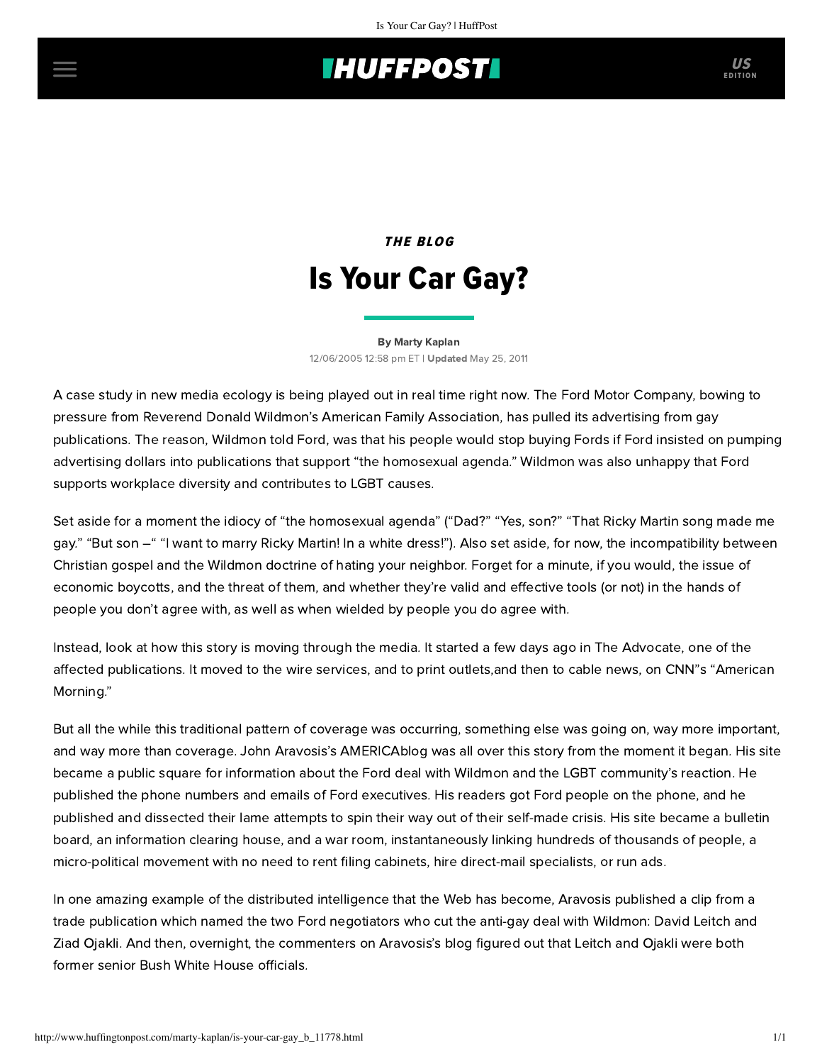*THE BLOG*

# Is Your Car Gay?

By Marty Kaplan

12/06/2005 12:58 pm ET | **Updated** May 25, 2011

A case study in new media ecology is being played out in real time right now. The Ford Motor Company, bowing to pressure from Reverend Donald Wildmon's American Family Association, has pulled its advertising from gay publications. The reason, Wildmon told Ford, was that his people would stop buying Fords if Ford insisted on pumping advertising dollars into publications that support "the homosexual agenda." Wildmon was also unhappy that Ford supports workplace diversity and contributes to LGBT causes.

Set aside for a moment the idiocy of "the homosexual agenda" ("Dad?" "Yes, son?" "That Ricky Martin song made me gay." "But son –" "I want to marry Ricky Martin! In a white dress!"). Also set aside, for now, the incompatibility between Christian gospel and the Wildmon doctrine of hating your neighbor. Forget for a minute, if you would, the issue of economic boycotts, and the threat of them, and whether they're valid and effective tools (or not) in the hands of people you don't agree with, as well as when wielded by people you do agree with.

Instead, look at how this story is moving through the media. It started a few days ago in The Advocate, one of the affected publications. It moved to the wire services, and to print outlets,and then to cable news, on CNN"s "American Morning."

But all the while this traditional pattern of coverage was occurring, something else was going on, way more important, and way more than coverage. John Aravosis's AMERICAblog was all over this story from the moment it began. His site became a public square for information about the Ford deal with Wildmon and the LGBT community's reaction. He published the phone numbers and emails of Ford executives. His readers got Ford people on the phone, and he published and dissected their lame attempts to spin their way out of their self-made crisis. His site became a bulletin board, an information clearing house, and a war room, instantaneously linking hundreds of thousands of people, a micro-political movement with no need to rent filing cabinets, hire direct-mail specialists, or run ads.

In one amazing example of the distributed intelligence that the Web has become, Aravosis published a clip from a trade publication which named the two Ford negotiators who cut the anti-gay deal with Wildmon: David Leitch and Ziad Ojakli. And then, overnight, the commenters on Aravosis's blog figured out that Leitch and Ojakli were both former senior Bush White House officials.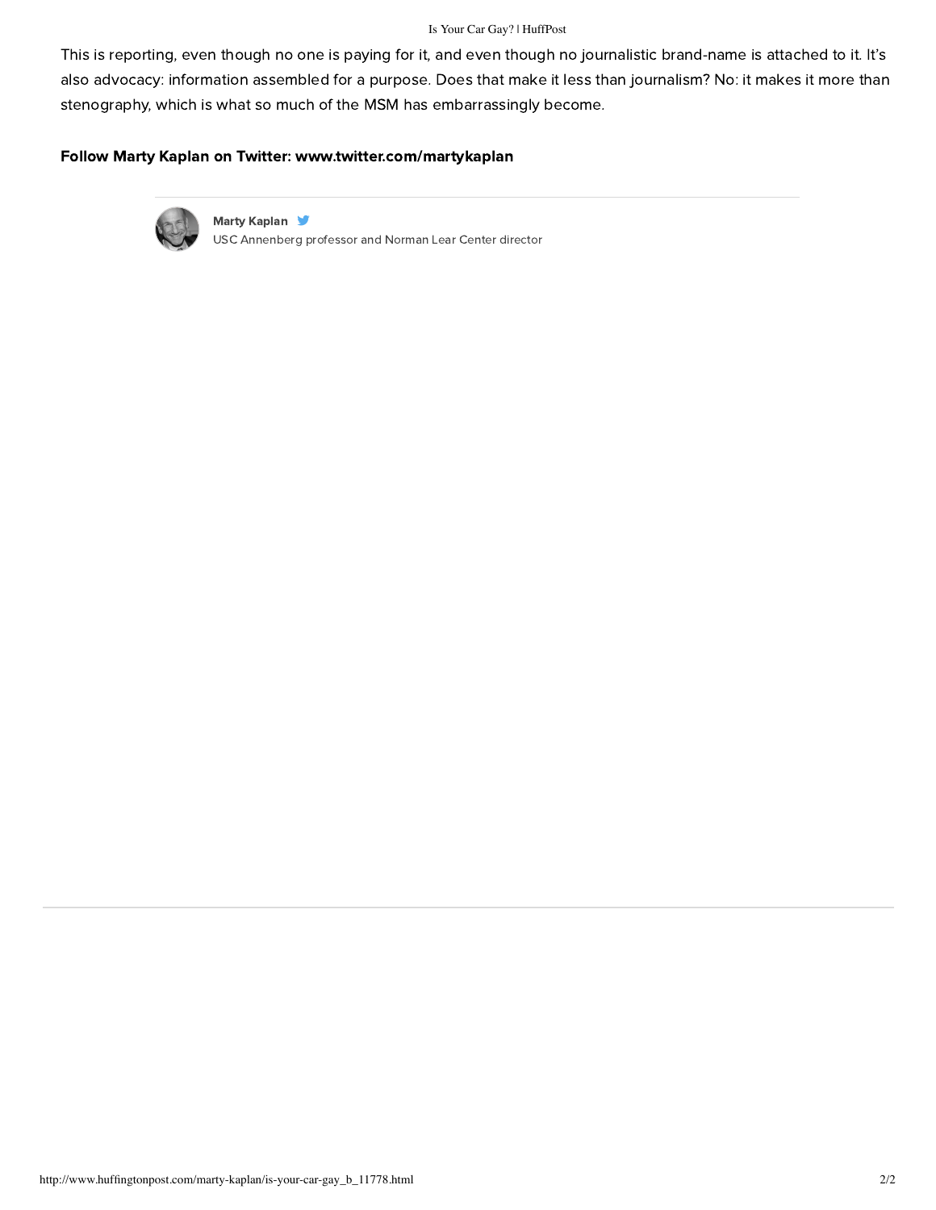This is reporting, even though no one is paying for it, and even though no journalistic brand-name is attached to it. It's also advocacy: information assembled for a purpose. Does that make it less than journalism? No: it makes it more than stenography, which is what so much of the MSM has embarrassingly become.

**Follow Marty Kaplan on Twitter: www.twitter.com/martykaplan**

**Marty Kaplan**

USC Annenberg professor and Norman Lear Center director